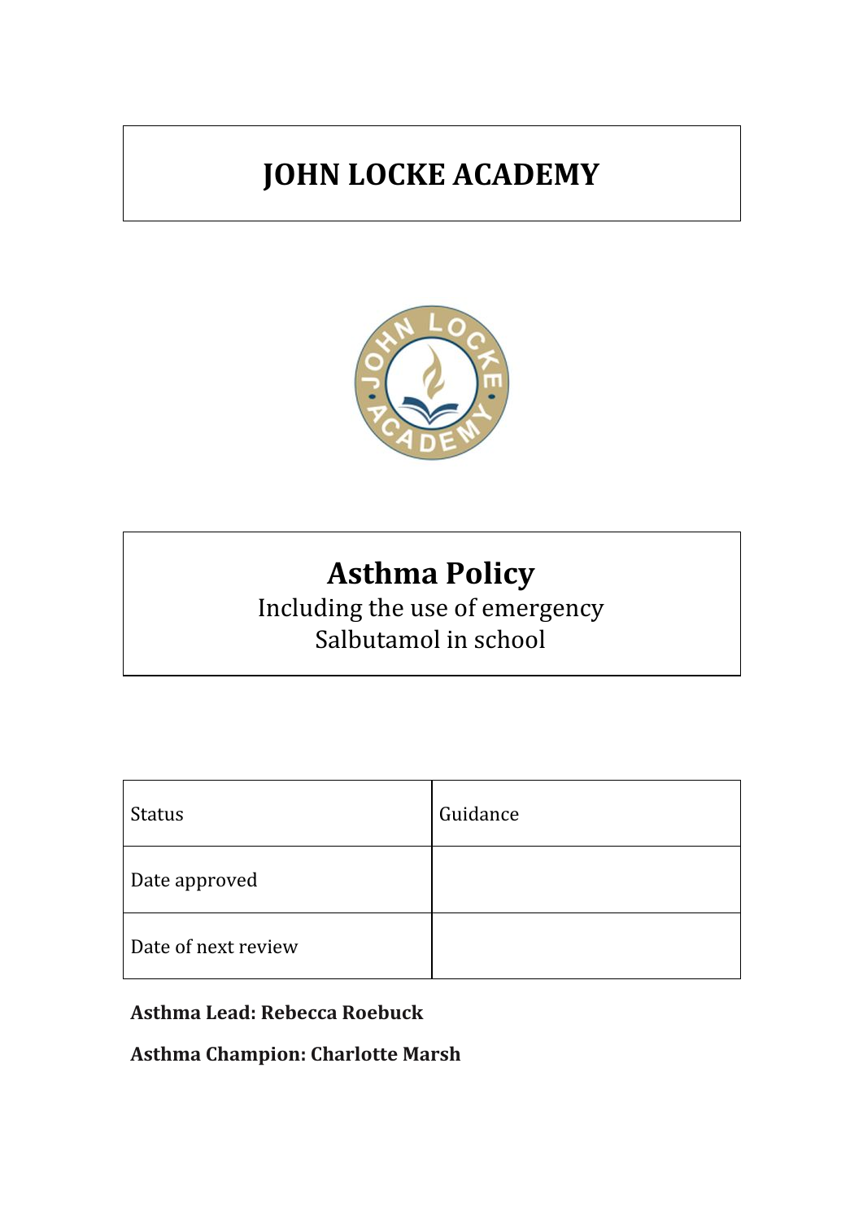# JOHN LOCKE ACADEMY

# Asthma Policy

Including the use of emergency Salbutamol in school

| Status | Guidance |
|---|---|
| Date approved | |
| Date of next review | |

**Asthma Lead: Rebecca Roebuck**

**Asthma Champion: Charlotte Marsh**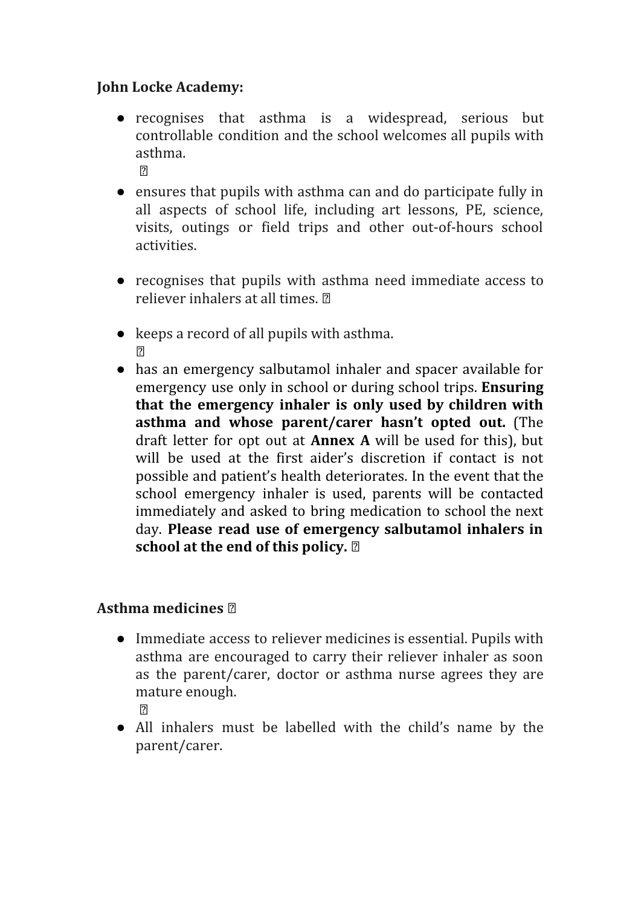**John Locke Academy:**

- recognises that asthma is a widespread, serious but controllable condition and the school welcomes all pupils with asthma.
- ensures that pupils with asthma can and do participate fully in all aspects of school life, including art lessons, PE, science, visits, outings or field trips and other out-of-hours school activities.
- recognises that pupils with asthma need immediate access to reliever inhalers at all times.
- keeps a record of all pupils with asthma.
- has an emergency salbutamol inhaler and spacer available for emergency use only in school or during school trips. **Ensuring that the emergency inhaler is only used by children with asthma and whose parent/carer hasn't opted out.** (The draft letter for opt out at **Annex A** will be used for this), but will be used at the first aider's discretion if contact is not possible and patient's health deteriorates. In the event that the school emergency inhaler is used, parents will be contacted immediately and asked to bring medication to school the next day. **Please read use of emergency salbutamol inhalers in school at the end of this policy.**

**Asthma medicines**

- Immediate access to reliever medicines is essential. Pupils with asthma are encouraged to carry their reliever inhaler as soon as the parent/carer, doctor or asthma nurse agrees they are mature enough.
- All inhalers must be labelled with the child's name by the parent/carer.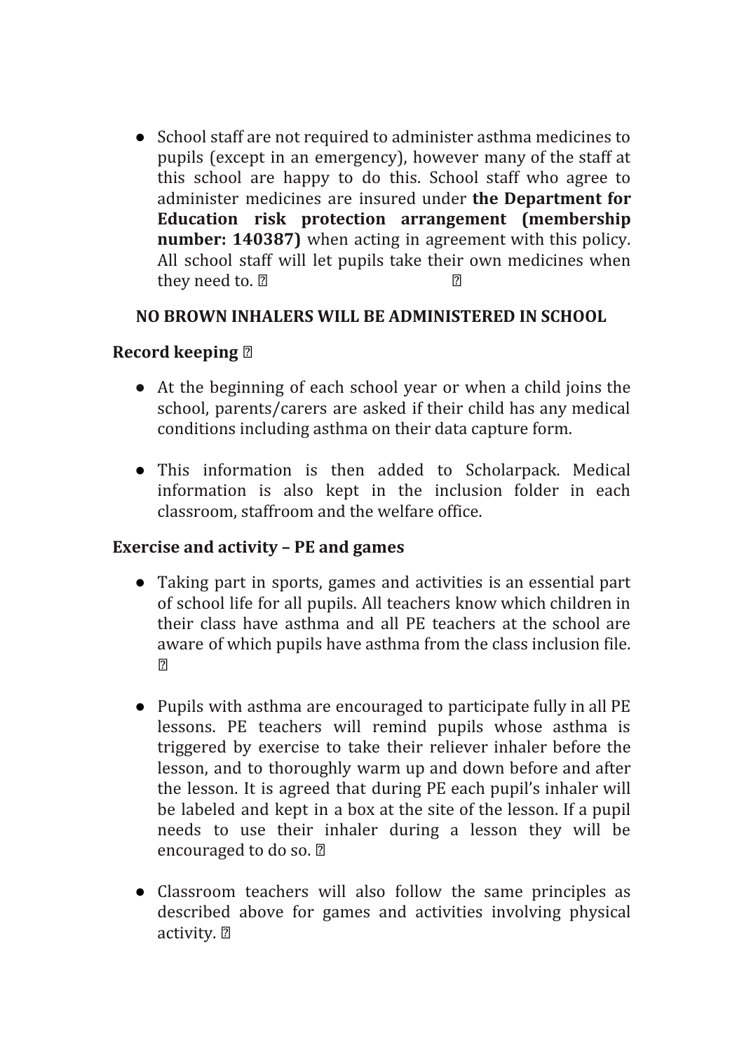- School staff are not required to administer asthma medicines to pupils (except in an emergency), however many of the staff at this school are happy to do this. School staff who agree to administer medicines are insured under **the Department for Education risk protection arrangement (membership number: 140387)** when acting in agreement with this policy. All school staff will let pupils take their own medicines when they need to.

**NO BROWN INHALERS WILL BE ADMINISTERED IN SCHOOL**

**Record keeping**

- At the beginning of each school year or when a child joins the school, parents/carers are asked if their child has any medical conditions including asthma on their data capture form.

- This information is then added to Scholarpack. Medical information is also kept in the inclusion folder in each classroom, staffroom and the welfare office.

**Exercise and activity – PE and games**

- Taking part in sports, games and activities is an essential part of school life for all pupils. All teachers know which children in their class have asthma and all PE teachers at the school are aware of which pupils have asthma from the class inclusion file.

- Pupils with asthma are encouraged to participate fully in all PE lessons. PE teachers will remind pupils whose asthma is triggered by exercise to take their reliever inhaler before the lesson, and to thoroughly warm up and down before and after the lesson. It is agreed that during PE each pupil's inhaler will be labeled and kept in a box at the site of the lesson. If a pupil needs to use their inhaler during a lesson they will be encouraged to do so.

- Classroom teachers will also follow the same principles as described above for games and activities involving physical activity.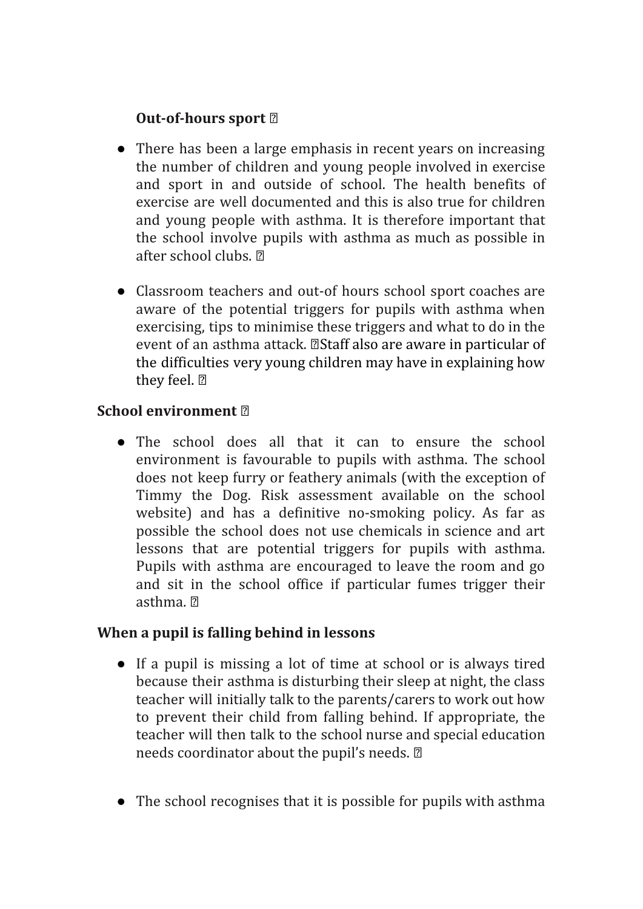**Out-of-hours sport**

- There has been a large emphasis in recent years on increasing the number of children and young people involved in exercise and sport in and outside of school. The health benefits of exercise are well documented and this is also true for children and young people with asthma. It is therefore important that the school involve pupils with asthma as much as possible in after school clubs.

- Classroom teachers and out-of hours school sport coaches are aware of the potential triggers for pupils with asthma when exercising, tips to minimise these triggers and what to do in the event of an asthma attack. Staff also are aware in particular of the difficulties very young children may have in explaining how they feel.

**School environment**

- The school does all that it can to ensure the school environment is favourable to pupils with asthma. The school does not keep furry or feathery animals (with the exception of Timmy the Dog. Risk assessment available on the school website) and has a definitive no-smoking policy. As far as possible the school does not use chemicals in science and art lessons that are potential triggers for pupils with asthma. Pupils with asthma are encouraged to leave the room and go and sit in the school office if particular fumes trigger their asthma.

**When a pupil is falling behind in lessons**

- If a pupil is missing a lot of time at school or is always tired because their asthma is disturbing their sleep at night, the class teacher will initially talk to the parents/carers to work out how to prevent their child from falling behind. If appropriate, the teacher will then talk to the school nurse and special education needs coordinator about the pupil's needs.

- The school recognises that it is possible for pupils with asthma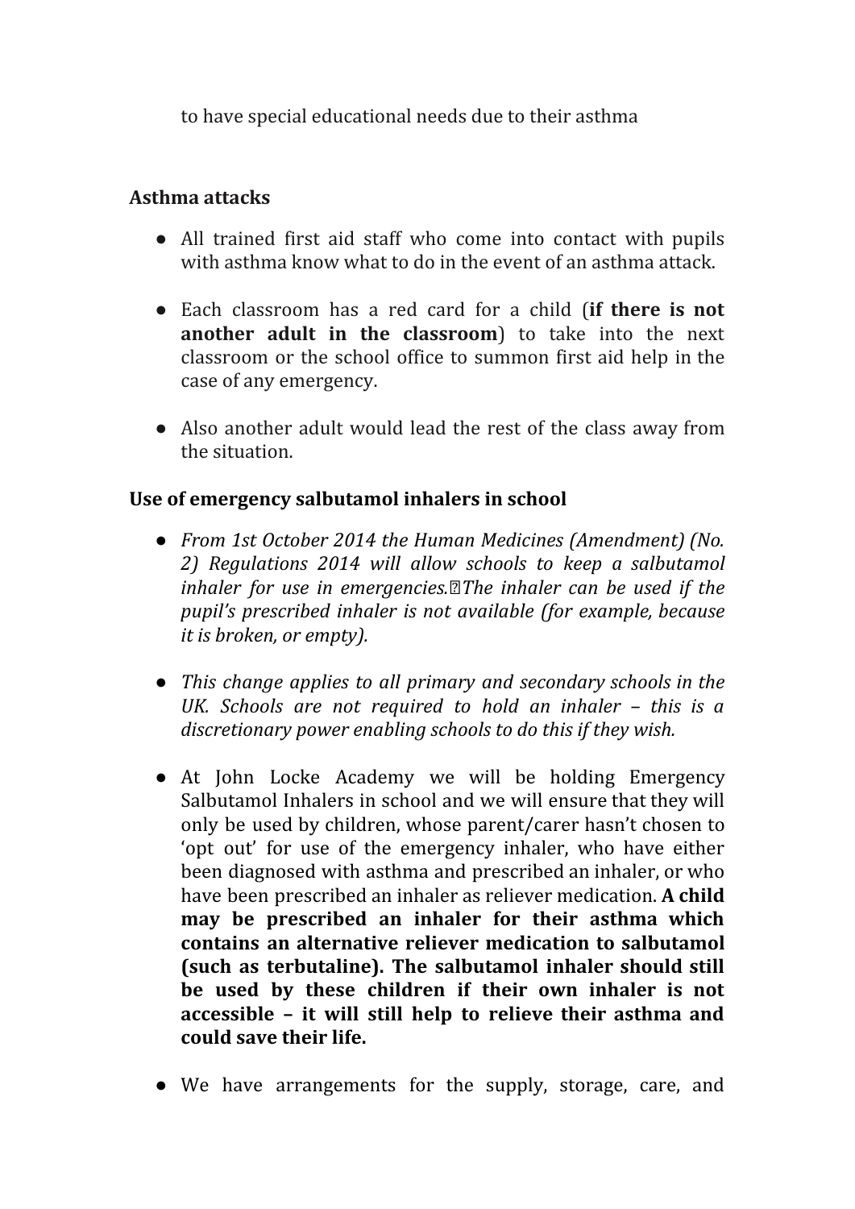to have special educational needs due to their asthma

**Asthma attacks**

- All trained first aid staff who come into contact with pupils with asthma know what to do in the event of an asthma attack.

- Each classroom has a red card for a child (**if there is not another adult in the classroom**) to take into the next classroom or the school office to summon first aid help in the case of any emergency.

- Also another adult would lead the rest of the class away from the situation.

**Use of emergency salbutamol inhalers in school**

- *From 1st October 2014 the Human Medicines (Amendment) (No. 2) Regulations 2014 will allow schools to keep a salbutamol inhaler for use in emergencies. The inhaler can be used if the pupil's prescribed inhaler is not available (for example, because it is broken, or empty).*

- *This change applies to all primary and secondary schools in the UK. Schools are not required to hold an inhaler – this is a discretionary power enabling schools to do this if they wish.*

- At John Locke Academy we will be holding Emergency Salbutamol Inhalers in school and we will ensure that they will only be used by children, whose parent/carer hasn't chosen to 'opt out' for use of the emergency inhaler, who have either been diagnosed with asthma and prescribed an inhaler, or who have been prescribed an inhaler as reliever medication. **A child may be prescribed an inhaler for their asthma which contains an alternative reliever medication to salbutamol (such as terbutaline). The salbutamol inhaler should still be used by these children if their own inhaler is not accessible – it will still help to relieve their asthma and could save their life.**

- We have arrangements for the supply, storage, care, and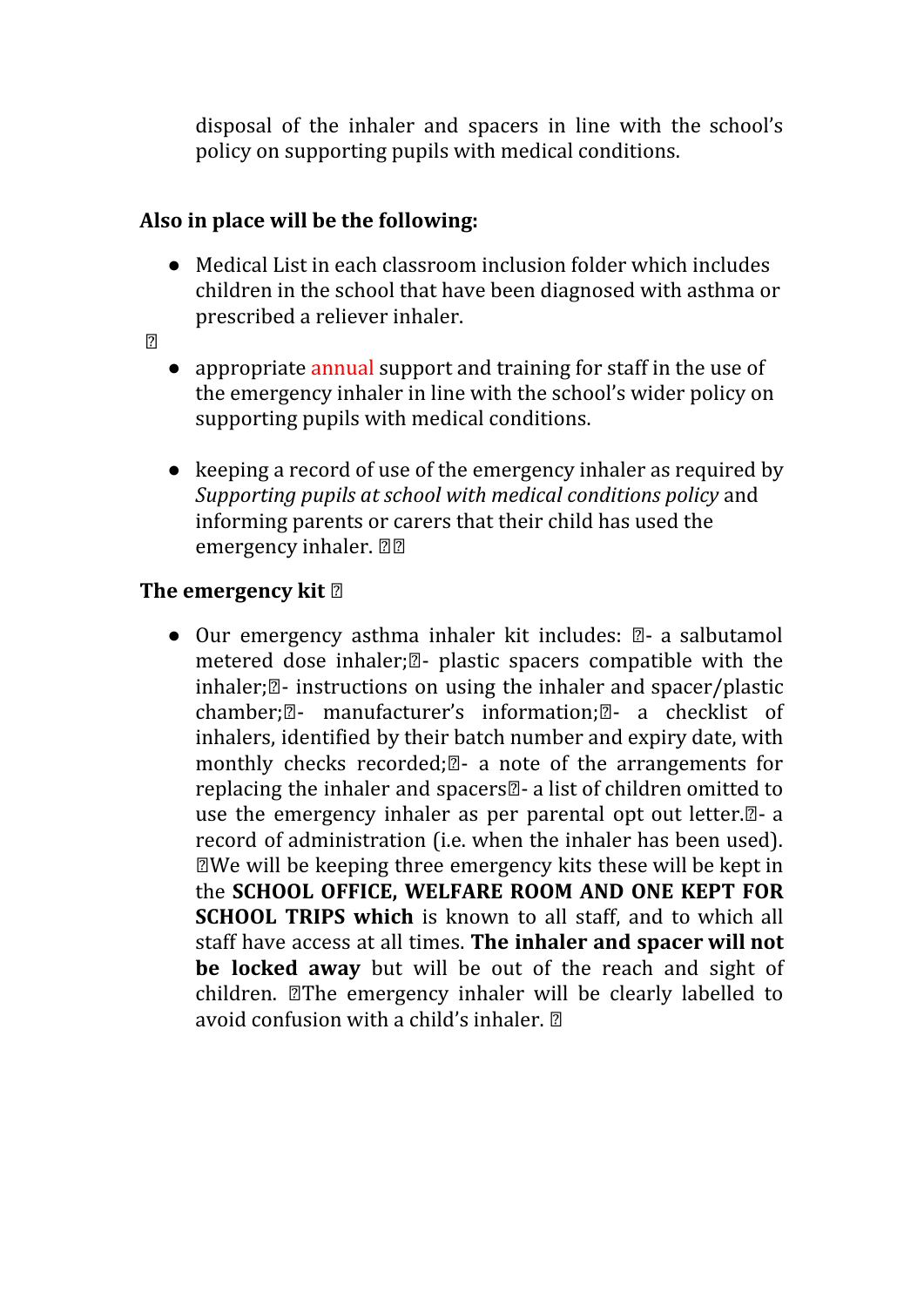disposal of the inhaler and spacers in line with the school's policy on supporting pupils with medical conditions.

**Also in place will be the following:**

- Medical List in each classroom inclusion folder which includes children in the school that have been diagnosed with asthma or prescribed a reliever inhaler.

- appropriate annual support and training for staff in the use of the emergency inhaler in line with the school's wider policy on supporting pupils with medical conditions.

- keeping a record of use of the emergency inhaler as required by *Supporting pupils at school with medical conditions policy* and informing parents or carers that their child has used the emergency inhaler.

**The emergency kit**

- Our emergency asthma inhaler kit includes: - a salbutamol metered dose inhaler; - plastic spacers compatible with the inhaler; - instructions on using the inhaler and spacer/plastic chamber; - manufacturer's information; - a checklist of inhalers, identified by their batch number and expiry date, with monthly checks recorded; - a note of the arrangements for replacing the inhaler and spacers - a list of children omitted to use the emergency inhaler as per parental opt out letter. - a record of administration (i.e. when the inhaler has been used). We will be keeping three emergency kits these will be kept in the **SCHOOL OFFICE, WELFARE ROOM AND ONE KEPT FOR SCHOOL TRIPS which** is known to all staff, and to which all staff have access at all times. **The inhaler and spacer will not be locked away** but will be out of the reach and sight of children. The emergency inhaler will be clearly labelled to avoid confusion with a child's inhaler.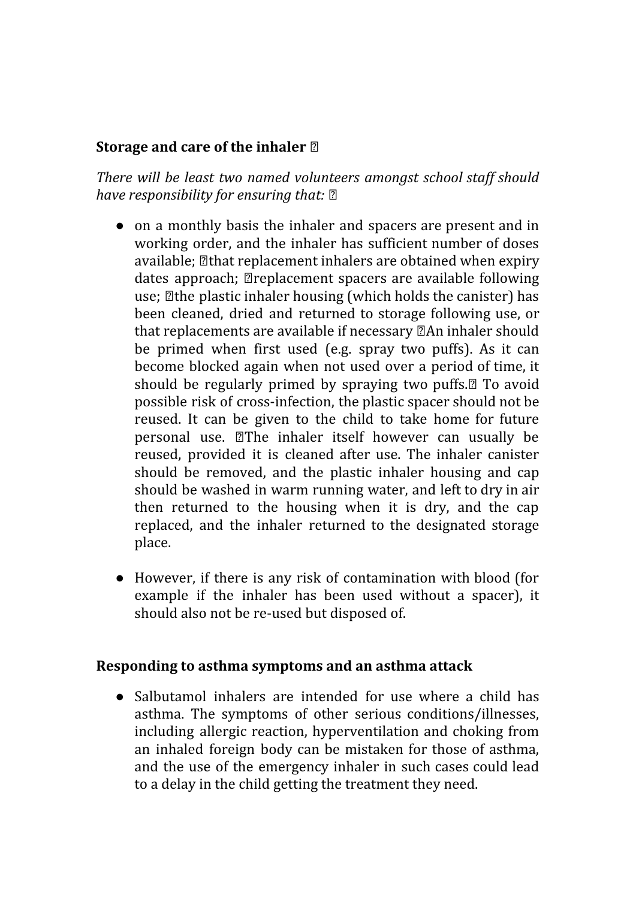## Storage and care of the inhaler

*There will be least two named volunteers amongst school staff should have responsibility for ensuring that:*

- on a monthly basis the inhaler and spacers are present and in working order, and the inhaler has sufficient number of doses available; that replacement inhalers are obtained when expiry dates approach; replacement spacers are available following use; the plastic inhaler housing (which holds the canister) has been cleaned, dried and returned to storage following use, or that replacements are available if necessary An inhaler should be primed when first used (e.g. spray two puffs). As it can become blocked again when not used over a period of time, it should be regularly primed by spraying two puffs. To avoid possible risk of cross-infection, the plastic spacer should not be reused. It can be given to the child to take home for future personal use. The inhaler itself however can usually be reused, provided it is cleaned after use. The inhaler canister should be removed, and the plastic inhaler housing and cap should be washed in warm running water, and left to dry in air then returned to the housing when it is dry, and the cap replaced, and the inhaler returned to the designated storage place.

- However, if there is any risk of contamination with blood (for example if the inhaler has been used without a spacer), it should also not be re-used but disposed of.

## Responding to asthma symptoms and an asthma attack

- Salbutamol inhalers are intended for use where a child has asthma. The symptoms of other serious conditions/illnesses, including allergic reaction, hyperventilation and choking from an inhaled foreign body can be mistaken for those of asthma, and the use of the emergency inhaler in such cases could lead to a delay in the child getting the treatment they need.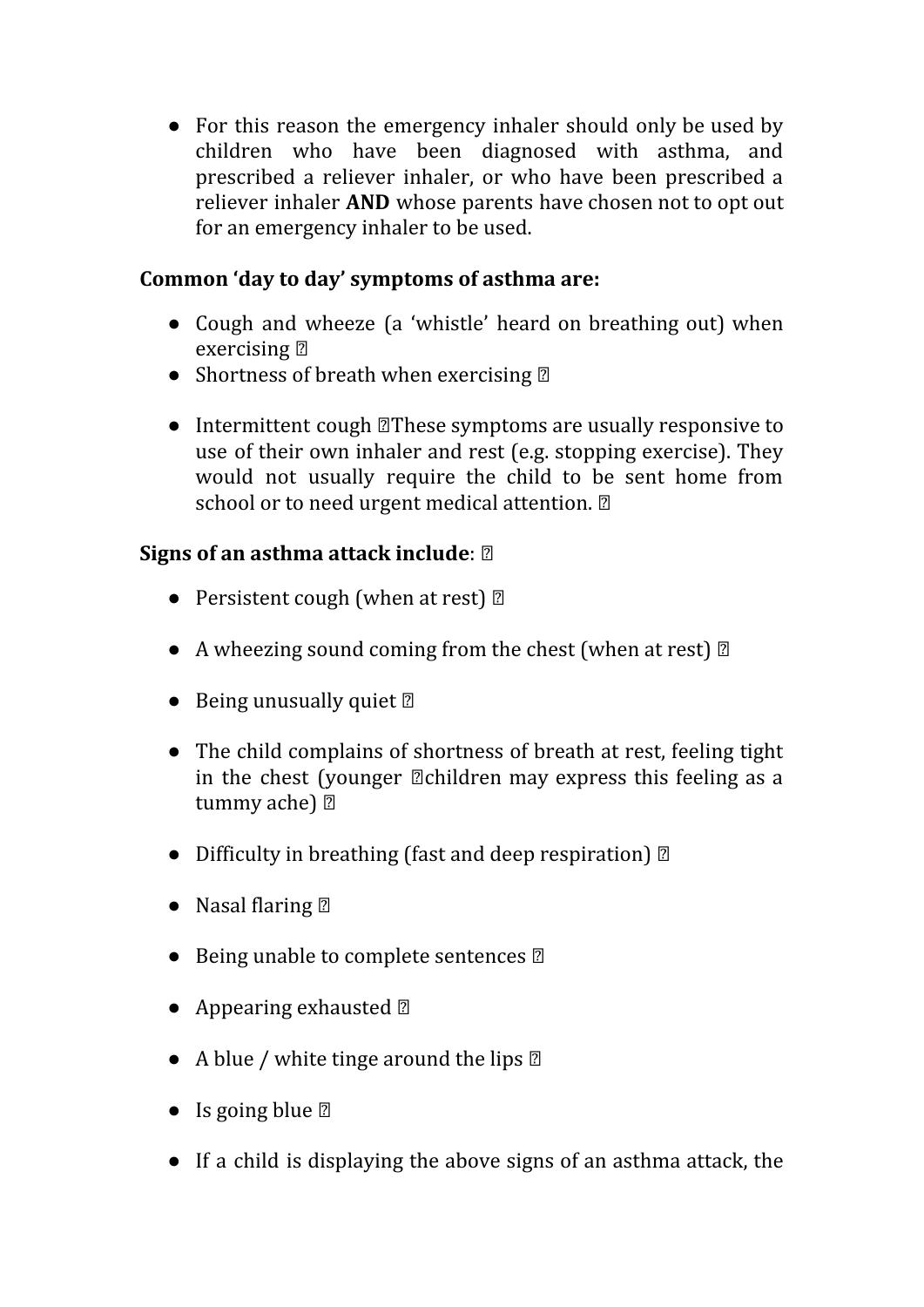- For this reason the emergency inhaler should only be used by children who have been diagnosed with asthma, and prescribed a reliever inhaler, or who have been prescribed a reliever inhaler **AND** whose parents have chosen not to opt out for an emergency inhaler to be used.

**Common 'day to day' symptoms of asthma are:**

- Cough and wheeze (a 'whistle' heard on breathing out) when exercising
- Shortness of breath when exercising

- Intermittent cough These symptoms are usually responsive to use of their own inhaler and rest (e.g. stopping exercise). They would not usually require the child to be sent home from school or to need urgent medical attention.

**Signs of an asthma attack include**:

- Persistent cough (when at rest)

- A wheezing sound coming from the chest (when at rest)

- Being unusually quiet

- The child complains of shortness of breath at rest, feeling tight in the chest (younger children may express this feeling as a tummy ache)

- Difficulty in breathing (fast and deep respiration)

- Nasal flaring

- Being unable to complete sentences

- Appearing exhausted

- A blue / white tinge around the lips

- Is going blue

- If a child is displaying the above signs of an asthma attack, the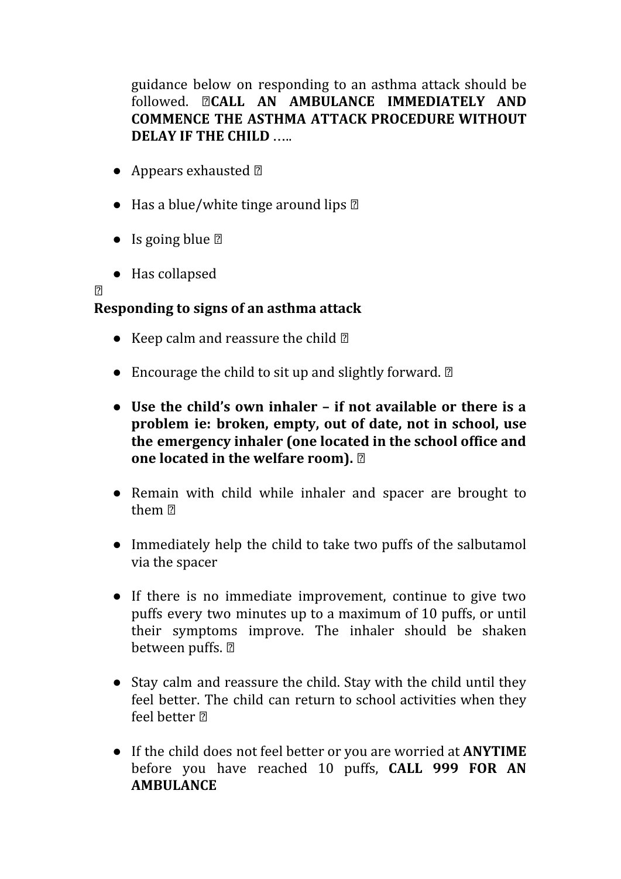guidance below on responding to an asthma attack should be followed. **CALL AN AMBULANCE IMMEDIATELY AND COMMENCE THE ASTHMA ATTACK PROCEDURE WITHOUT DELAY IF THE CHILD** …..

- Appears exhausted
- Has a blue/white tinge around lips
- Is going blue
- Has collapsed

**Responding to signs of an asthma attack**

- Keep calm and reassure the child
- Encourage the child to sit up and slightly forward.
- **Use the child's own inhaler – if not available or there is a problem ie: broken, empty, out of date, not in school, use the emergency inhaler (one located in the school office and one located in the welfare room).**
- Remain with child while inhaler and spacer are brought to them
- Immediately help the child to take two puffs of the salbutamol via the spacer
- If there is no immediate improvement, continue to give two puffs every two minutes up to a maximum of 10 puffs, or until their symptoms improve. The inhaler should be shaken between puffs.
- Stay calm and reassure the child. Stay with the child until they feel better. The child can return to school activities when they feel better
- If the child does not feel better or you are worried at **ANYTIME** before you have reached 10 puffs, **CALL 999 FOR AN AMBULANCE**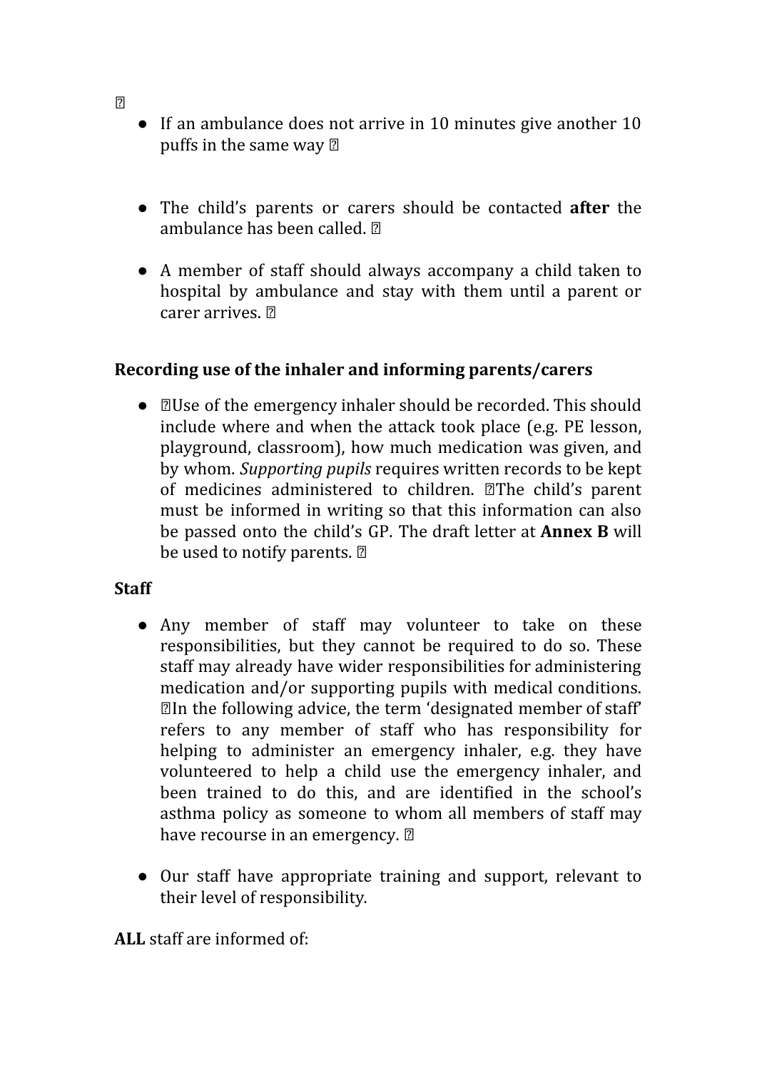- If an ambulance does not arrive in 10 minutes give another 10 puffs in the same way

- The child's parents or carers should be contacted **after** the ambulance has been called.

- A member of staff should always accompany a child taken to hospital by ambulance and stay with them until a parent or carer arrives.

**Recording use of the inhaler and informing parents/carers**

- Use of the emergency inhaler should be recorded. This should include where and when the attack took place (e.g. PE lesson, playground, classroom), how much medication was given, and by whom. *Supporting pupils* requires written records to be kept of medicines administered to children. The child's parent must be informed in writing so that this information can also be passed onto the child's GP. The draft letter at **Annex B** will be used to notify parents.

**Staff**

- Any member of staff may volunteer to take on these responsibilities, but they cannot be required to do so. These staff may already have wider responsibilities for administering medication and/or supporting pupils with medical conditions. In the following advice, the term 'designated member of staff' refers to any member of staff who has responsibility for helping to administer an emergency inhaler, e.g. they have volunteered to help a child use the emergency inhaler, and been trained to do this, and are identified in the school's asthma policy as someone to whom all members of staff may have recourse in an emergency.

- Our staff have appropriate training and support, relevant to their level of responsibility.

**ALL** staff are informed of: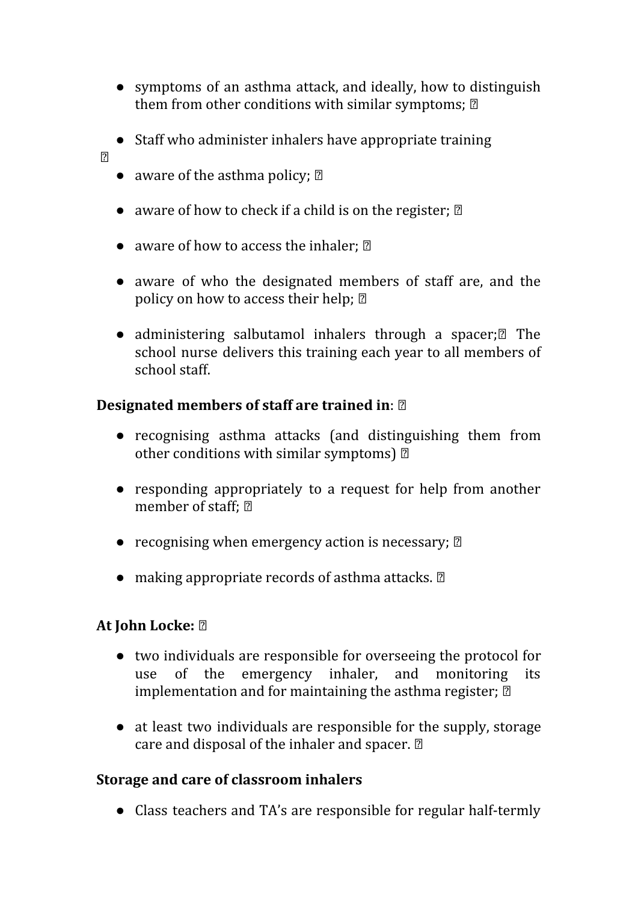- symptoms of an asthma attack, and ideally, how to distinguish them from other conditions with similar symptoms;
- Staff who administer inhalers have appropriate training
- aware of the asthma policy;
- aware of how to check if a child is on the register;
- aware of how to access the inhaler;
- aware of who the designated members of staff are, and the policy on how to access their help;
- administering salbutamol inhalers through a spacer; The school nurse delivers this training each year to all members of school staff.

**Designated members of staff are trained in**:

- recognising asthma attacks (and distinguishing them from other conditions with similar symptoms)
- responding appropriately to a request for help from another member of staff;
- recognising when emergency action is necessary;
- making appropriate records of asthma attacks.

**At John Locke:**

- two individuals are responsible for overseeing the protocol for use of the emergency inhaler, and monitoring its implementation and for maintaining the asthma register;
- at least two individuals are responsible for the supply, storage care and disposal of the inhaler and spacer.

**Storage and care of classroom inhalers**

- Class teachers and TA's are responsible for regular half-termly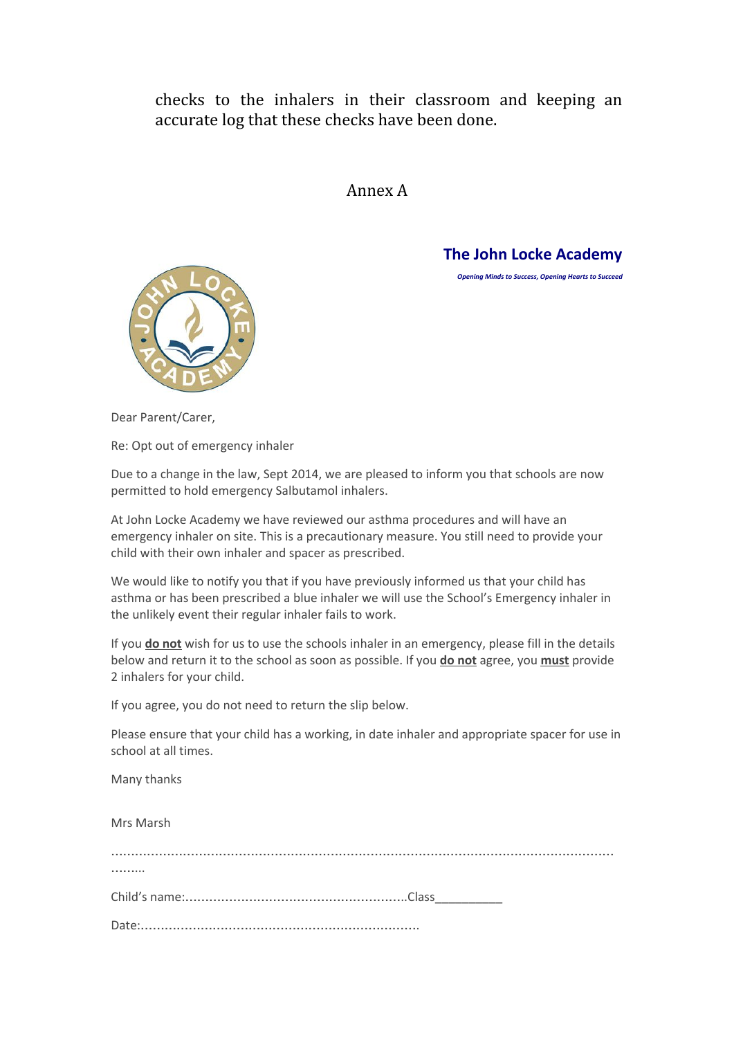checks to the inhalers in their classroom and keeping an accurate log that these checks have been done.

## Annex A

**The John Locke Academy**

***Opening Minds to Success, Opening Hearts to Succeed***

Dear Parent/Carer,

Re: Opt out of emergency inhaler

Due to a change in the law, Sept 2014, we are pleased to inform you that schools are now permitted to hold emergency Salbutamol inhalers.

At John Locke Academy we have reviewed our asthma procedures and will have an emergency inhaler on site. This is a precautionary measure. You still need to provide your child with their own inhaler and spacer as prescribed.

We would like to notify you that if you have previously informed us that your child has asthma or has been prescribed a blue inhaler we will use the School's Emergency inhaler in the unlikely event their regular inhaler fails to work.

If you **do not** wish for us to use the schools inhaler in an emergency, please fill in the details below and return it to the school as soon as possible. If you **do not** agree, you **must** provide 2 inhalers for your child.

If you agree, you do not need to return the slip below.

Please ensure that your child has a working, in date inhaler and appropriate spacer for use in school at all times.

Many thanks

Mrs Marsh

..................................................................................................................................

Child's name:........................................................Class__________

Date:......................................................................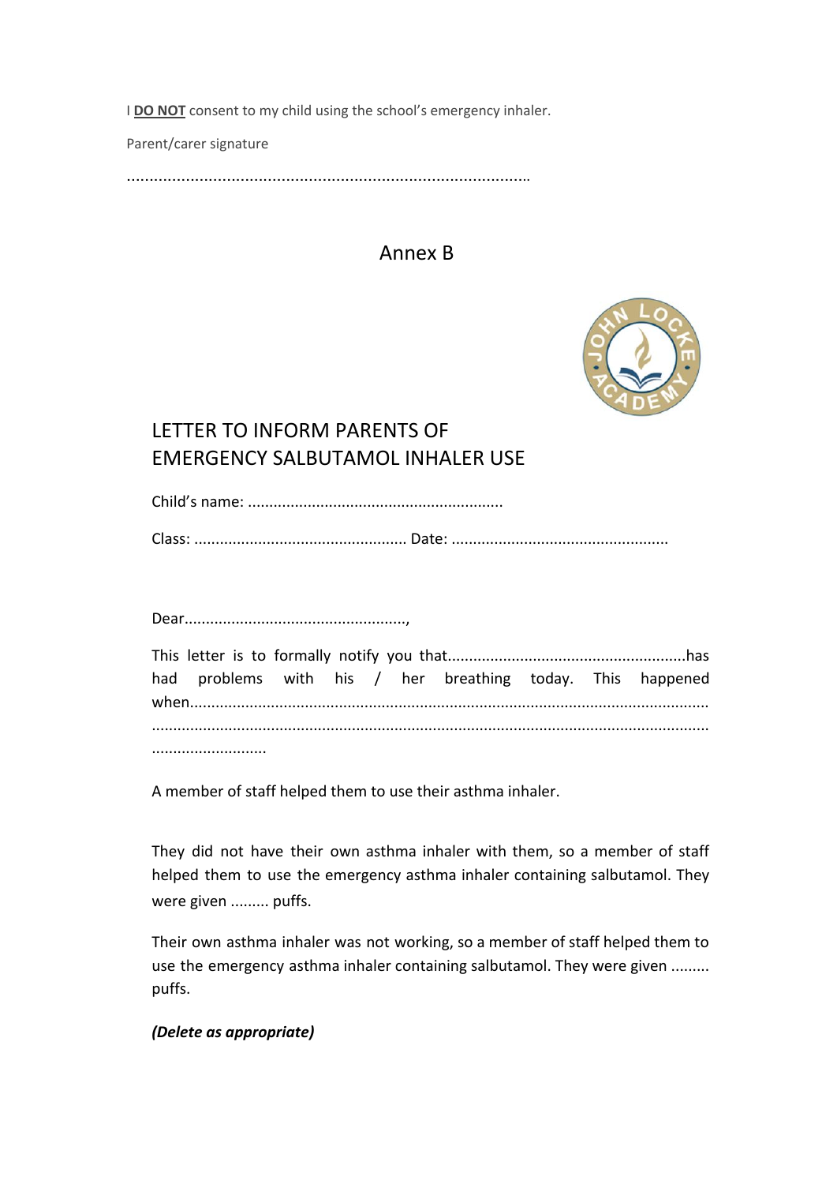I **DO NOT** consent to my child using the school's emergency inhaler.

Parent/carer signature

..........................................................................................

## Annex B

## LETTER TO INFORM PARENTS OF EMERGENCY SALBUTAMOL INHALER USE

Child's name: ...........................................................

Class: .................................................. Date: ..................................................

Dear....................................................,

This letter is to formally notify you that........................................................has had problems with his / her breathing today. This happened when..........................................................................................................................................................................................................................................................................................................

A member of staff helped them to use their asthma inhaler.

They did not have their own asthma inhaler with them, so a member of staff helped them to use the emergency asthma inhaler containing salbutamol. They were given ......... puffs.

Their own asthma inhaler was not working, so a member of staff helped them to use the emergency asthma inhaler containing salbutamol. They were given ......... puffs.

***(Delete as appropriate)***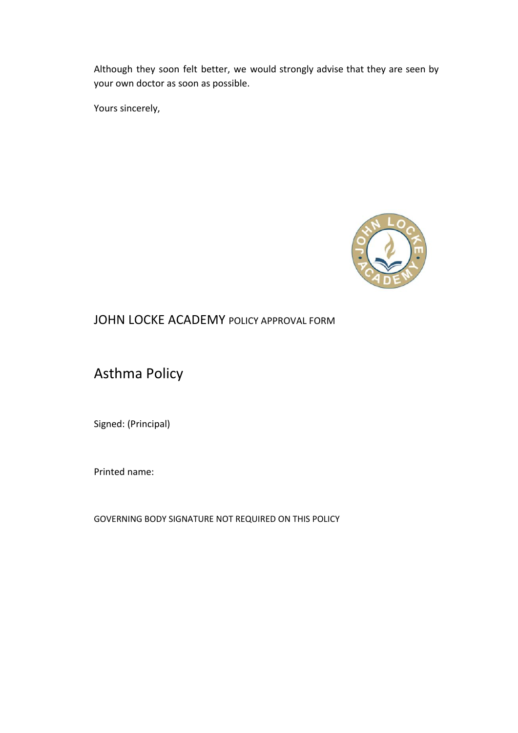Although they soon felt better, we would strongly advise that they are seen by your own doctor as soon as possible.

Yours sincerely,

JOHN LOCKE ACADEMY POLICY APPROVAL FORM

# Asthma Policy

Signed: (Principal)

Printed name:

GOVERNING BODY SIGNATURE NOT REQUIRED ON THIS POLICY